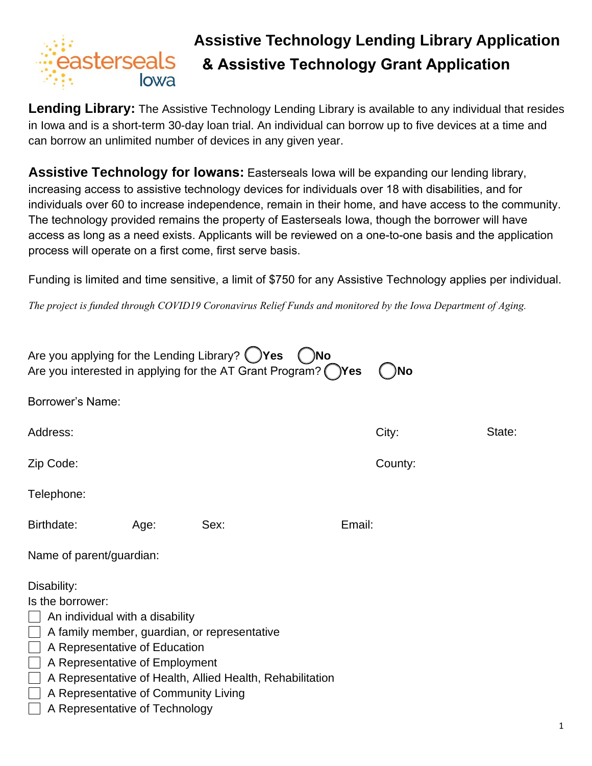# Assistive Technology Lending Library Application & Assistive Technology Grant Application

**Lending Library:** The Assistive Technology Lending Library is available to any individual that resides in Iowa and is a short-term 30-day loan trial. An individual can borrow up to five devices at a time and can borrow an unlimited number of devices in any given year.

**Assistive Technology for Iowans:** Easterseals Iowa will be expanding our lending library, increasing access to assistive technology devices for individuals over 18 with disabilities, and for individuals over 60 to increase independence, remain in their home, and have access to the community. The technology provided remains the property of Easterseals Iowa, though the borrower will have access as long as a need exists. Applicants will be reviewed on a one-to-one basis and the application process will operate on a first come, first serve basis.

Funding is limited and time sensitive, a limit of $750 for any Assistive Technology applies per individual.

*The project is funded through COVID19 Coronavirus Relief Funds and monitored by the Iowa Department of Aging.*

Are you applying for the Lending Library? ◯ **Yes** ◯ **No**
Are you interested in applying for the AT Grant Program? ◯ **Yes** ◯ **No**

Borrower's Name:

Address: City: State:

Zip Code: County:

Telephone:

Birthdate: Age: Sex: Email:

Name of parent/guardian:

Disability:

Is the borrower:

- ☐ An individual with a disability
- ☐ A family member, guardian, or representative
- ☐ A Representative of Education
- ☐ A Representative of Employment
- ☐ A Representative of Health, Allied Health, Rehabilitation
- ☐ A Representative of Community Living
- ☐ A Representative of Technology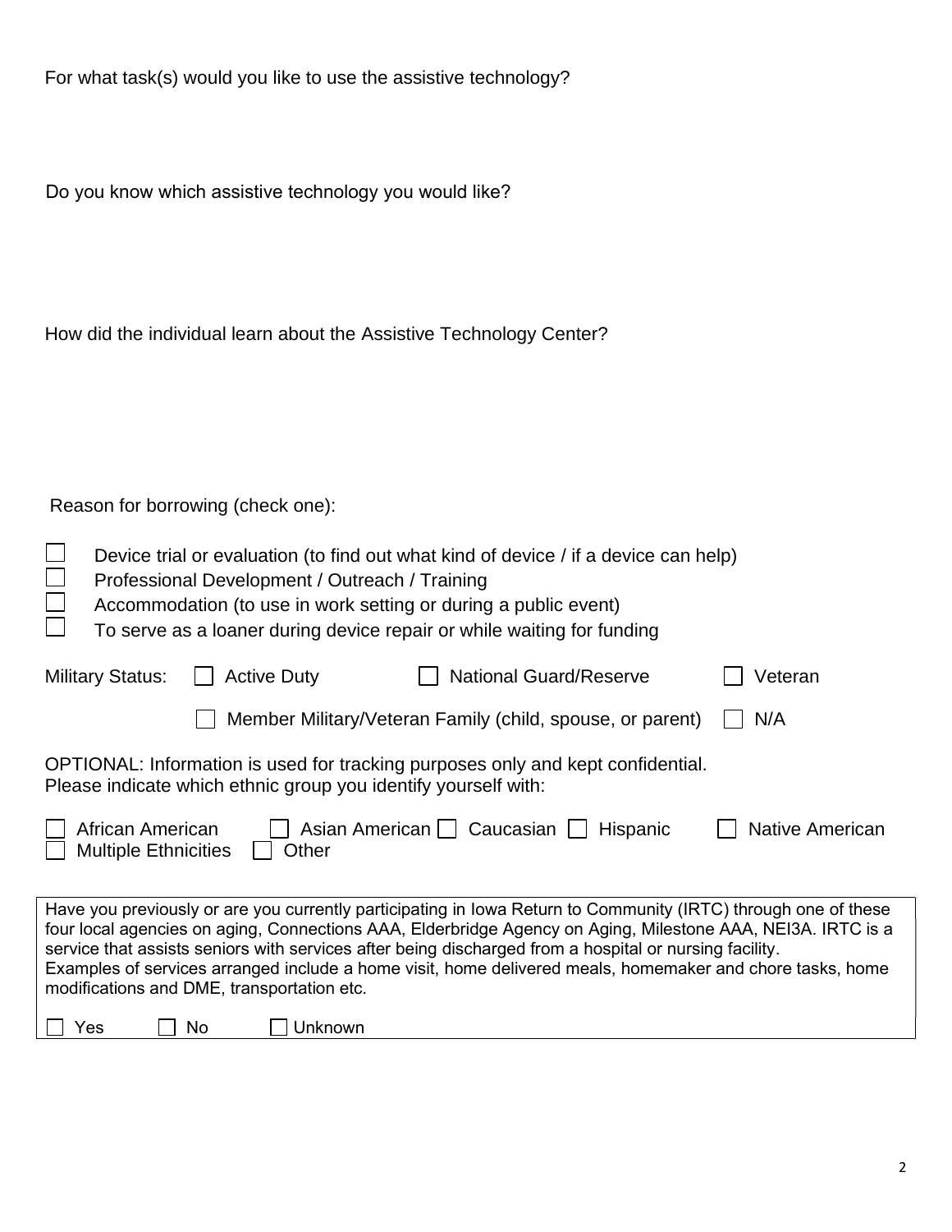For what task(s) would you like to use the assistive technology?

Do you know which assistive technology you would like?

How did the individual learn about the Assistive Technology Center?

Reason for borrowing (check one):

- ☐ Device trial or evaluation (to find out what kind of device / if a device can help)
- ☐ Professional Development / Outreach / Training
- ☐ Accommodation (to use in work setting or during a public event)
- ☐ To serve as a loaner during device repair or while waiting for funding

Military Status: ☐ Active Duty ☐ National Guard/Reserve ☐ Veteran

☐ Member Military/Veteran Family (child, spouse, or parent) ☐ N/A

OPTIONAL: Information is used for tracking purposes only and kept confidential.
Please indicate which ethnic group you identify yourself with:

☐ African American ☐ Asian American ☐ Caucasian ☐ Hispanic ☐ Native American
☐ Multiple Ethnicities ☐ Other

Have you previously or are you currently participating in Iowa Return to Community (IRTC) through one of these four local agencies on aging, Connections AAA, Elderbridge Agency on Aging, Milestone AAA, NEI3A. IRTC is a service that assists seniors with services after being discharged from a hospital or nursing facility.
Examples of services arranged include a home visit, home delivered meals, homemaker and chore tasks, home modifications and DME, transportation etc.

☐ Yes ☐ No ☐ Unknown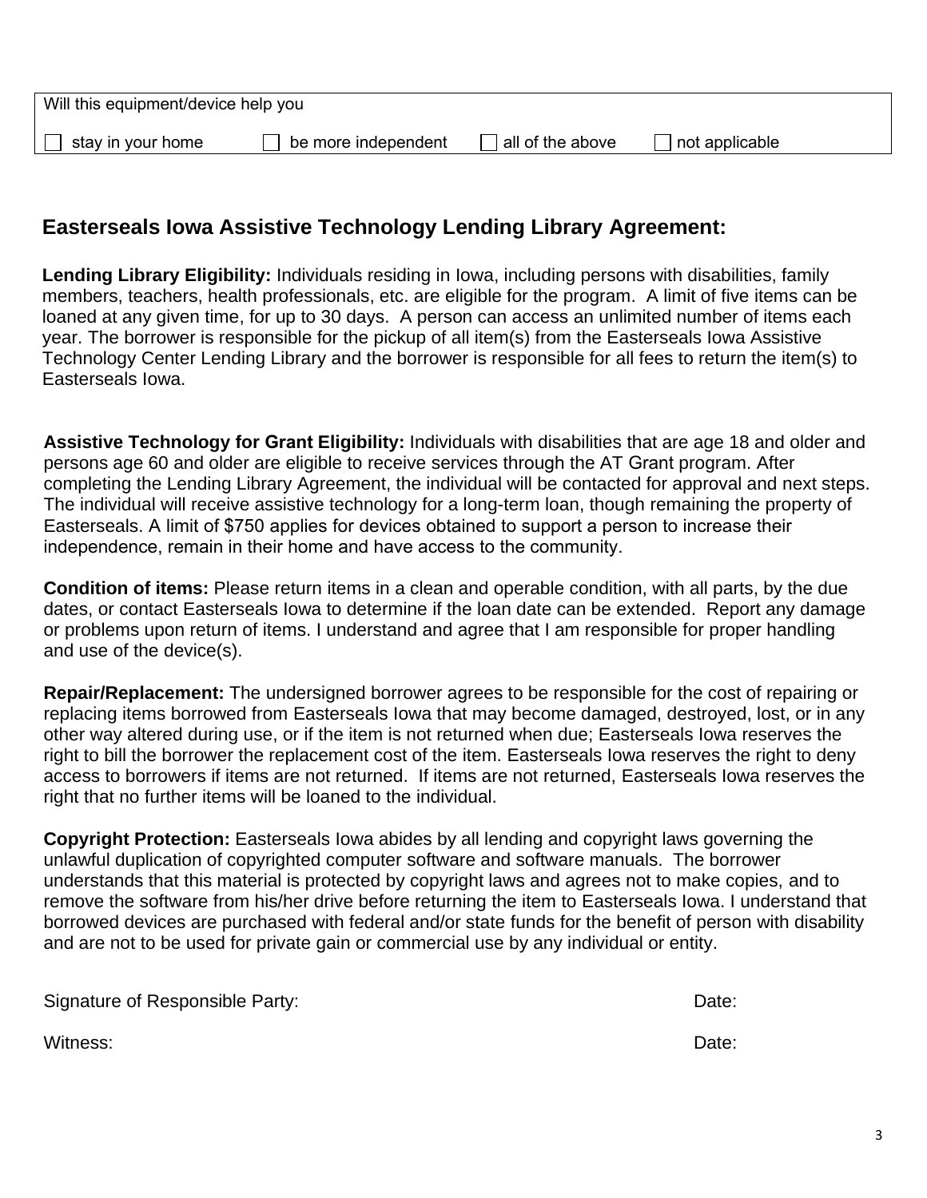Will this equipment/device help you

☐ stay in your home ☐ be more independent ☐ all of the above ☐ not applicable

## Easterseals Iowa Assistive Technology Lending Library Agreement:

**Lending Library Eligibility:** Individuals residing in Iowa, including persons with disabilities, family members, teachers, health professionals, etc. are eligible for the program. A limit of five items can be loaned at any given time, for up to 30 days. A person can access an unlimited number of items each year. The borrower is responsible for the pickup of all item(s) from the Easterseals Iowa Assistive Technology Center Lending Library and the borrower is responsible for all fees to return the item(s) to Easterseals Iowa.

**Assistive Technology for Grant Eligibility:** Individuals with disabilities that are age 18 and older and persons age 60 and older are eligible to receive services through the AT Grant program. After completing the Lending Library Agreement, the individual will be contacted for approval and next steps. The individual will receive assistive technology for a long-term loan, though remaining the property of Easterseals. A limit of $750 applies for devices obtained to support a person to increase their independence, remain in their home and have access to the community.

**Condition of items:** Please return items in a clean and operable condition, with all parts, by the due dates, or contact Easterseals Iowa to determine if the loan date can be extended. Report any damage or problems upon return of items. I understand and agree that I am responsible for proper handling and use of the device(s).

**Repair/Replacement:** The undersigned borrower agrees to be responsible for the cost of repairing or replacing items borrowed from Easterseals Iowa that may become damaged, destroyed, lost, or in any other way altered during use, or if the item is not returned when due; Easterseals Iowa reserves the right to bill the borrower the replacement cost of the item. Easterseals Iowa reserves the right to deny access to borrowers if items are not returned. If items are not returned, Easterseals Iowa reserves the right that no further items will be loaned to the individual.

**Copyright Protection:** Easterseals Iowa abides by all lending and copyright laws governing the unlawful duplication of copyrighted computer software and software manuals. The borrower understands that this material is protected by copyright laws and agrees not to make copies, and to remove the software from his/her drive before returning the item to Easterseals Iowa. I understand that borrowed devices are purchased with federal and/or state funds for the benefit of person with disability and are not to be used for private gain or commercial use by any individual or entity.

Signature of Responsible Party: Date:

Witness: Date: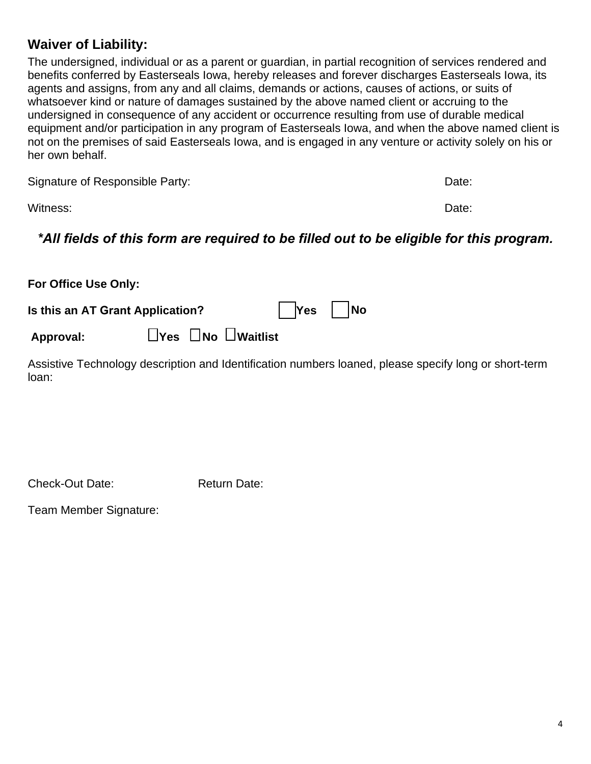## Waiver of Liability:

The undersigned, individual or as a parent or guardian, in partial recognition of services rendered and benefits conferred by Easterseals Iowa, hereby releases and forever discharges Easterseals Iowa, its agents and assigns, from any and all claims, demands or actions, causes of actions, or suits of whatsoever kind or nature of damages sustained by the above named client or accruing to the undersigned in consequence of any accident or occurrence resulting from use of durable medical equipment and/or participation in any program of Easterseals Iowa, and when the above named client is not on the premises of said Easterseals Iowa, and is engaged in any venture or activity solely on his or her own behalf.

Signature of Responsible Party: Date:

Witness: Date:

***\*All fields of this form are required to be filled out to be eligible for this program.***

**For Office Use Only:**

**Is this an AT Grant Application?** ☐ **Yes** ☐ **No**

**Approval:** ☐ **Yes** ☐ **No** ☐ **Waitlist**

Assistive Technology description and Identification numbers loaned, please specify long or short-term loan:

Check-Out Date: Return Date:

Team Member Signature: